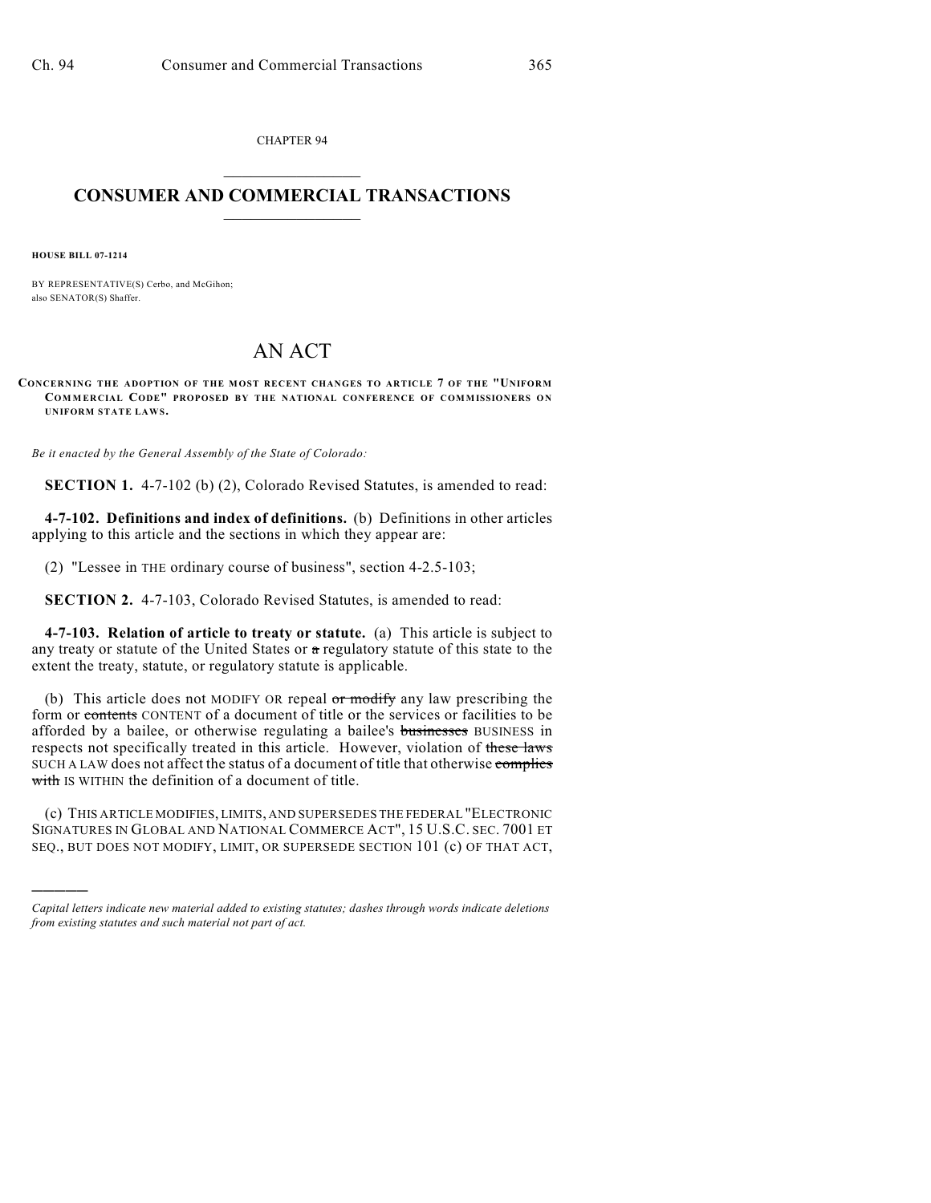CHAPTER 94

# CONSUMER AND COMMERCIAL TRANSACTIONS

**HOUSE BILL 07-1214**

BY REPRESENTATIVE(S) Cerbo, and McGihon;
also SENATOR(S) Shaffer.

# AN ACT

**CONCERNING THE ADOPTION OF THE MOST RECENT CHANGES TO ARTICLE 7 OF THE "UNIFORM COMMERCIAL CODE" PROPOSED BY THE NATIONAL CONFERENCE OF COMMISSIONERS ON UNIFORM STATE LAWS.**

*Be it enacted by the General Assembly of the State of Colorado:*

**SECTION 1.** 4-7-102 (b) (2), Colorado Revised Statutes, is amended to read:

**4-7-102. Definitions and index of definitions.** (b) Definitions in other articles applying to this article and the sections in which they appear are:

(2) "Lessee in THE ordinary course of business", section 4-2.5-103;

**SECTION 2.** 4-7-103, Colorado Revised Statutes, is amended to read:

**4-7-103. Relation of article to treaty or statute.** (a) This article is subject to any treaty or statute of the United States or ~~a~~ regulatory statute of this state to the extent the treaty, statute, or regulatory statute is applicable.

(b) This article does not MODIFY OR repeal ~~or modify~~ any law prescribing the form or ~~contents~~ CONTENT of a document of title or the services or facilities to be afforded by a bailee, or otherwise regulating a bailee's ~~businesses~~ BUSINESS in respects not specifically treated in this article. However, violation of ~~these laws~~ SUCH A LAW does not affect the status of a document of title that otherwise ~~complies with~~ IS WITHIN the definition of a document of title.

(c) THIS ARTICLE MODIFIES, LIMITS, AND SUPERSEDES THE FEDERAL "ELECTRONIC SIGNATURES IN GLOBAL AND NATIONAL COMMERCE ACT", 15 U.S.C. SEC. 7001 ET SEQ., BUT DOES NOT MODIFY, LIMIT, OR SUPERSEDE SECTION 101 (c) OF THAT ACT,

---

*Capital letters indicate new material added to existing statutes; dashes through words indicate deletions from existing statutes and such material not part of act.*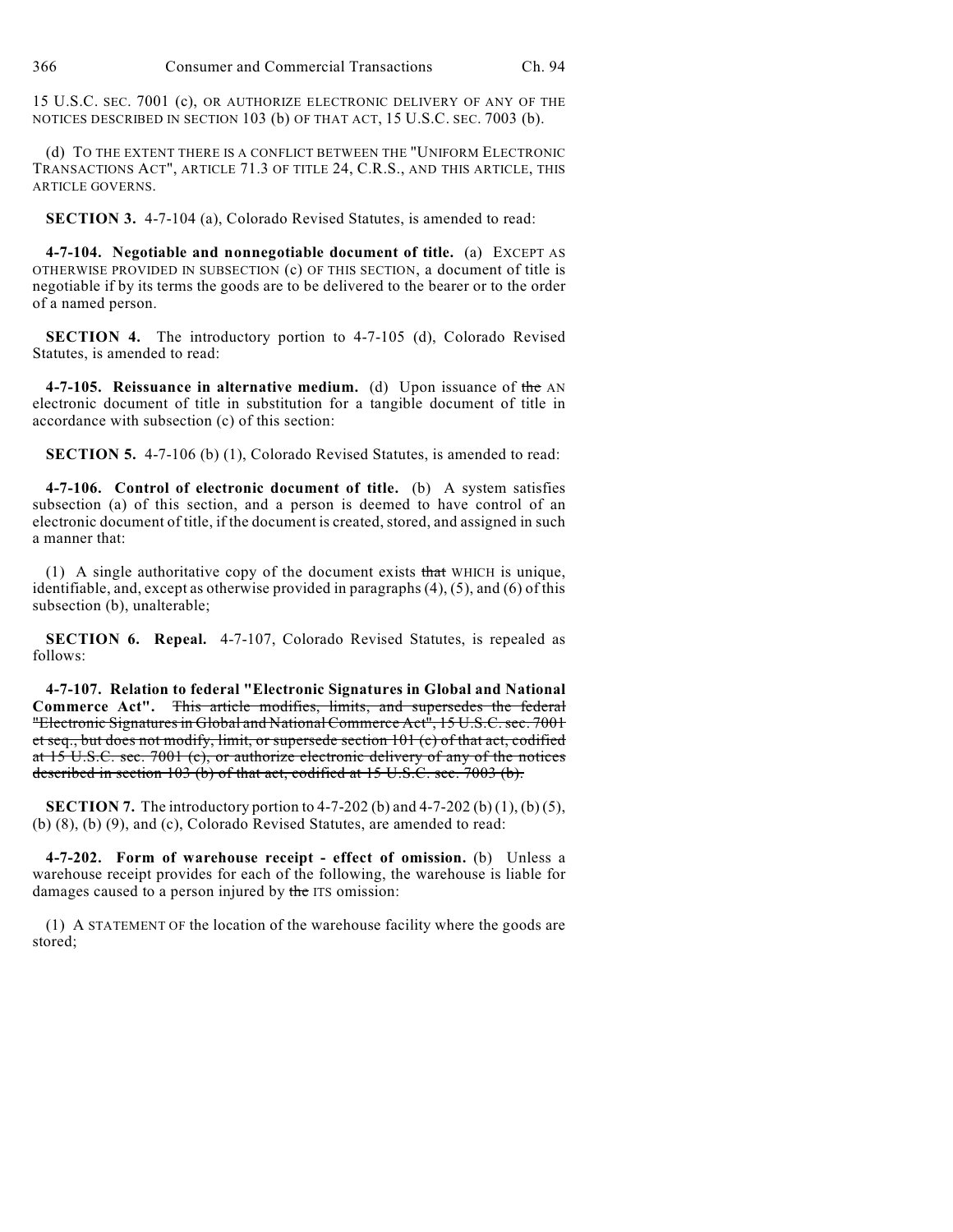15 U.S.C. SEC. 7001 (c), OR AUTHORIZE ELECTRONIC DELIVERY OF ANY OF THE NOTICES DESCRIBED IN SECTION 103 (b) OF THAT ACT, 15 U.S.C. SEC. 7003 (b).

(d) TO THE EXTENT THERE IS A CONFLICT BETWEEN THE "UNIFORM ELECTRONIC TRANSACTIONS ACT", ARTICLE 71.3 OF TITLE 24, C.R.S., AND THIS ARTICLE, THIS ARTICLE GOVERNS.

**SECTION 3.** 4-7-104 (a), Colorado Revised Statutes, is amended to read:

**4-7-104. Negotiable and nonnegotiable document of title.** (a) EXCEPT AS OTHERWISE PROVIDED IN SUBSECTION (c) OF THIS SECTION, a document of title is negotiable if by its terms the goods are to be delivered to the bearer or to the order of a named person.

**SECTION 4.** The introductory portion to 4-7-105 (d), Colorado Revised Statutes, is amended to read:

**4-7-105. Reissuance in alternative medium.** (d) Upon issuance of ~~the~~ AN electronic document of title in substitution for a tangible document of title in accordance with subsection (c) of this section:

**SECTION 5.** 4-7-106 (b) (1), Colorado Revised Statutes, is amended to read:

**4-7-106. Control of electronic document of title.** (b) A system satisfies subsection (a) of this section, and a person is deemed to have control of an electronic document of title, if the document is created, stored, and assigned in such a manner that:

(1) A single authoritative copy of the document exists ~~that~~ WHICH is unique, identifiable, and, except as otherwise provided in paragraphs (4), (5), and (6) of this subsection (b), unalterable;

**SECTION 6. Repeal.** 4-7-107, Colorado Revised Statutes, is repealed as follows:

**4-7-107. Relation to federal "Electronic Signatures in Global and National Commerce Act".** ~~This article modifies, limits, and supersedes the federal "Electronic Signatures in Global and National Commerce Act", 15 U.S.C. sec. 7001 et seq., but does not modify, limit, or supersede section 101 (c) of that act, codified at 15 U.S.C. sec. 7001 (c), or authorize electronic delivery of any of the notices described in section 103 (b) of that act, codified at 15 U.S.C. sec. 7003 (b).~~

**SECTION 7.** The introductory portion to 4-7-202 (b) and 4-7-202 (b) (1), (b) (5), (b) (8), (b) (9), and (c), Colorado Revised Statutes, are amended to read:

**4-7-202. Form of warehouse receipt - effect of omission.** (b) Unless a warehouse receipt provides for each of the following, the warehouse is liable for damages caused to a person injured by ~~the~~ ITS omission:

(1) A STATEMENT OF the location of the warehouse facility where the goods are stored;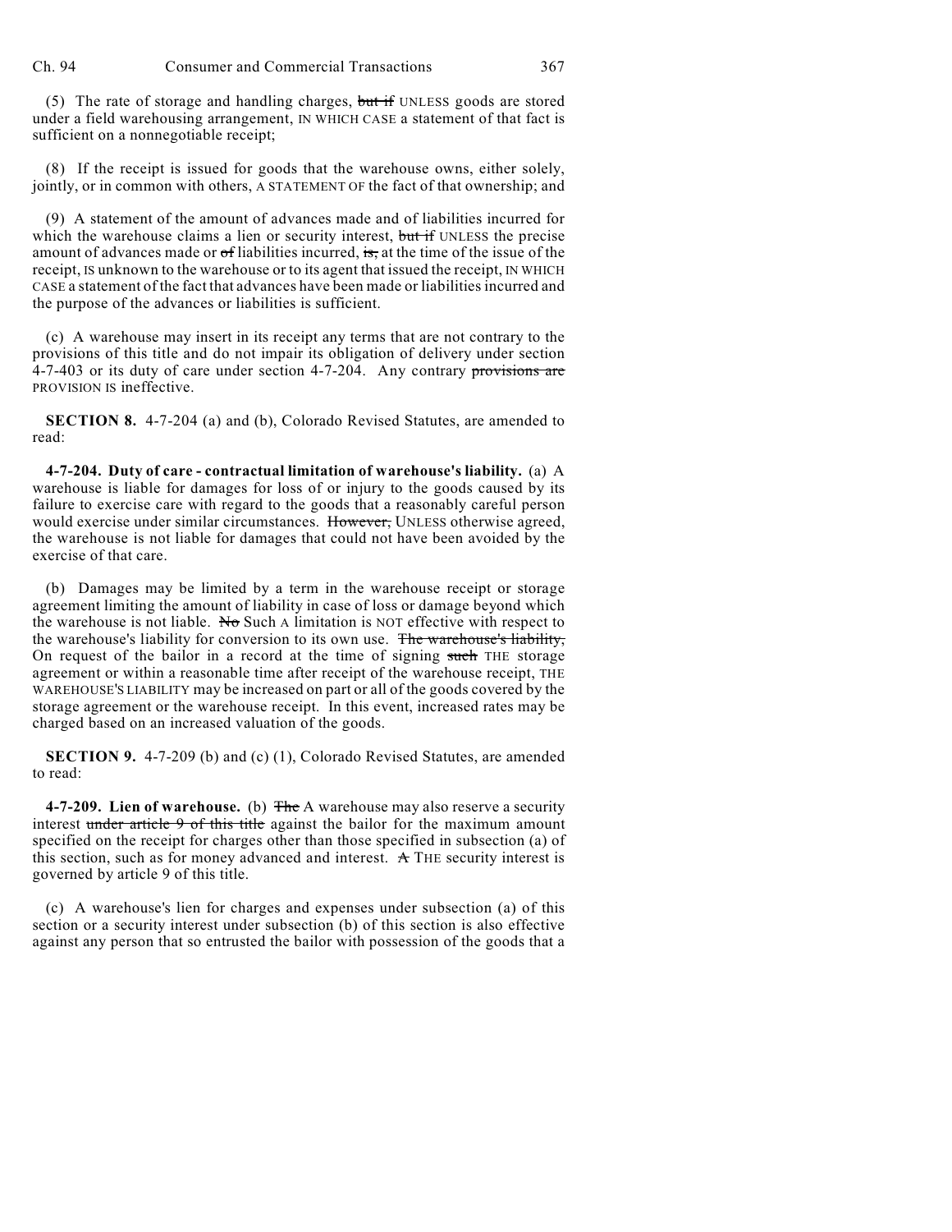(5) The rate of storage and handling charges, but if UNLESS goods are stored under a field warehousing arrangement, IN WHICH CASE a statement of that fact is sufficient on a nonnegotiable receipt;

(8) If the receipt is issued for goods that the warehouse owns, either solely, jointly, or in common with others, A STATEMENT OF the fact of that ownership; and

(9) A statement of the amount of advances made and of liabilities incurred for which the warehouse claims a lien or security interest, but if UNLESS the precise amount of advances made or of liabilities incurred, is, at the time of the issue of the receipt, IS unknown to the warehouse or to its agent that issued the receipt, IN WHICH CASE a statement of the fact that advances have been made or liabilities incurred and the purpose of the advances or liabilities is sufficient.

(c) A warehouse may insert in its receipt any terms that are not contrary to the provisions of this title and do not impair its obligation of delivery under section 4-7-403 or its duty of care under section 4-7-204. Any contrary provisions are PROVISION IS ineffective.

**SECTION 8.** 4-7-204 (a) and (b), Colorado Revised Statutes, are amended to read:

**4-7-204. Duty of care - contractual limitation of warehouse's liability.** (a) A warehouse is liable for damages for loss of or injury to the goods caused by its failure to exercise care with regard to the goods that a reasonably careful person would exercise under similar circumstances. However, UNLESS otherwise agreed, the warehouse is not liable for damages that could not have been avoided by the exercise of that care.

(b) Damages may be limited by a term in the warehouse receipt or storage agreement limiting the amount of liability in case of loss or damage beyond which the warehouse is not liable. No Such A limitation is NOT effective with respect to the warehouse's liability for conversion to its own use. The warehouse's liability, On request of the bailor in a record at the time of signing such THE storage agreement or within a reasonable time after receipt of the warehouse receipt, THE WAREHOUSE'S LIABILITY may be increased on part or all of the goods covered by the storage agreement or the warehouse receipt. In this event, increased rates may be charged based on an increased valuation of the goods.

**SECTION 9.** 4-7-209 (b) and (c) (1), Colorado Revised Statutes, are amended to read:

**4-7-209. Lien of warehouse.** (b) The A warehouse may also reserve a security interest under article 9 of this title against the bailor for the maximum amount specified on the receipt for charges other than those specified in subsection (a) of this section, such as for money advanced and interest. A THE security interest is governed by article 9 of this title.

(c) A warehouse's lien for charges and expenses under subsection (a) of this section or a security interest under subsection (b) of this section is also effective against any person that so entrusted the bailor with possession of the goods that a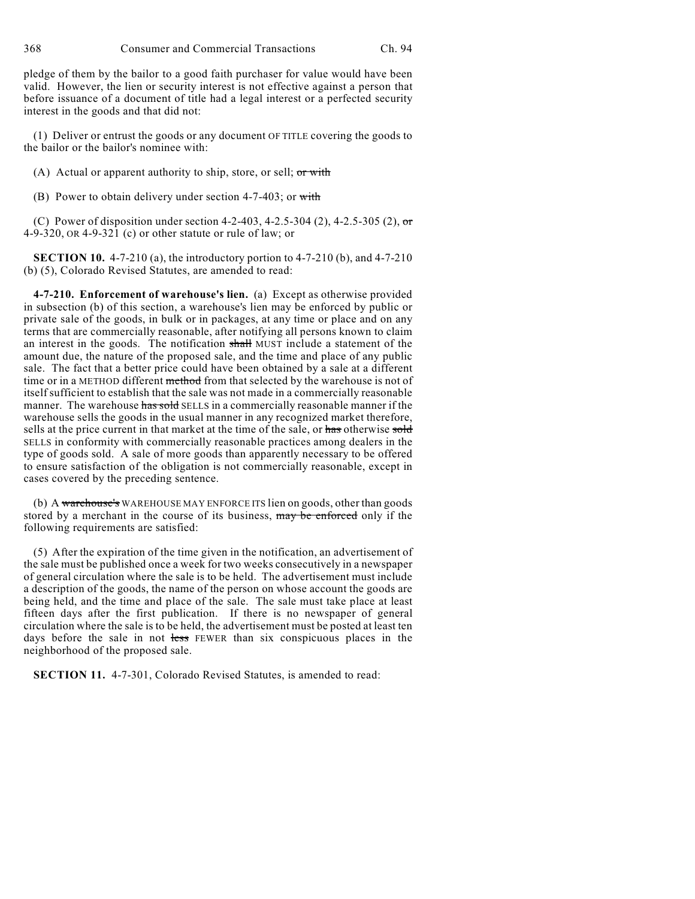pledge of them by the bailor to a good faith purchaser for value would have been valid. However, the lien or security interest is not effective against a person that before issuance of a document of title had a legal interest or a perfected security interest in the goods and that did not:

(1) Deliver or entrust the goods or any document OF TITLE covering the goods to the bailor or the bailor's nominee with:

(A) Actual or apparent authority to ship, store, or sell; ~~or with~~

(B) Power to obtain delivery under section 4-7-403; or ~~with~~

(C) Power of disposition under section 4-2-403, 4-2.5-304 (2), 4-2.5-305 (2), ~~or~~ 4-9-320, OR 4-9-321 (c) or other statute or rule of law; or

**SECTION 10.** 4-7-210 (a), the introductory portion to 4-7-210 (b), and 4-7-210 (b) (5), Colorado Revised Statutes, are amended to read:

**4-7-210. Enforcement of warehouse's lien.** (a) Except as otherwise provided in subsection (b) of this section, a warehouse's lien may be enforced by public or private sale of the goods, in bulk or in packages, at any time or place and on any terms that are commercially reasonable, after notifying all persons known to claim an interest in the goods. The notification ~~shall~~ MUST include a statement of the amount due, the nature of the proposed sale, and the time and place of any public sale. The fact that a better price could have been obtained by a sale at a different time or in a METHOD different ~~method~~ from that selected by the warehouse is not of itself sufficient to establish that the sale was not made in a commercially reasonable manner. The warehouse ~~has sold~~ SELLS in a commercially reasonable manner if the warehouse sells the goods in the usual manner in any recognized market therefore, sells at the price current in that market at the time of the sale, or ~~has~~ otherwise ~~sold~~ SELLS in conformity with commercially reasonable practices among dealers in the type of goods sold. A sale of more goods than apparently necessary to be offered to ensure satisfaction of the obligation is not commercially reasonable, except in cases covered by the preceding sentence.

(b) A ~~warehouse's~~ WAREHOUSE MAY ENFORCE ITS lien on goods, other than goods stored by a merchant in the course of its business, ~~may be enforced~~ only if the following requirements are satisfied:

(5) After the expiration of the time given in the notification, an advertisement of the sale must be published once a week for two weeks consecutively in a newspaper of general circulation where the sale is to be held. The advertisement must include a description of the goods, the name of the person on whose account the goods are being held, and the time and place of the sale. The sale must take place at least fifteen days after the first publication. If there is no newspaper of general circulation where the sale is to be held, the advertisement must be posted at least ten days before the sale in not ~~less~~ FEWER than six conspicuous places in the neighborhood of the proposed sale.

**SECTION 11.** 4-7-301, Colorado Revised Statutes, is amended to read: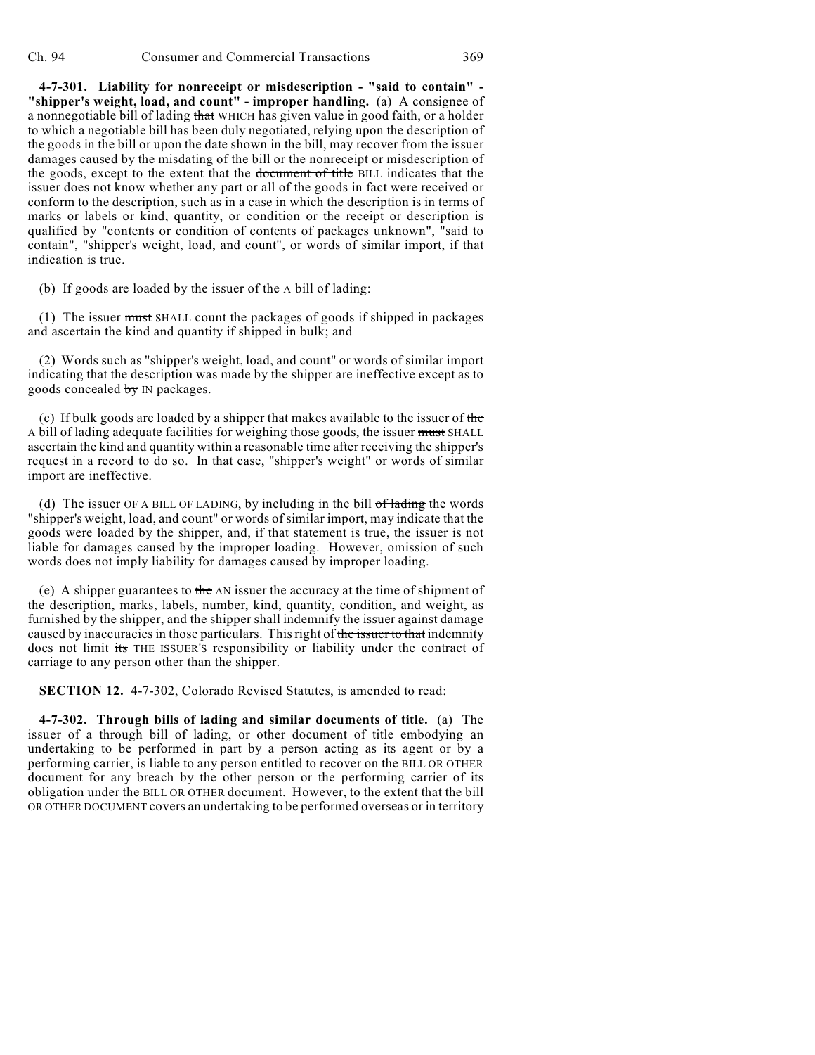**4-7-301. Liability for nonreceipt or misdescription - "said to contain" - "shipper's weight, load, and count" - improper handling.** (a) A consignee of a nonnegotiable bill of lading ~~that~~ WHICH has given value in good faith, or a holder to which a negotiable bill has been duly negotiated, relying upon the description of the goods in the bill or upon the date shown in the bill, may recover from the issuer damages caused by the misdating of the bill or the nonreceipt or misdescription of the goods, except to the extent that the ~~document of title~~ BILL indicates that the issuer does not know whether any part or all of the goods in fact were received or conform to the description, such as in a case in which the description is in terms of marks or labels or kind, quantity, or condition or the receipt or description is qualified by "contents or condition of contents of packages unknown", "said to contain", "shipper's weight, load, and count", or words of similar import, if that indication is true.

(b) If goods are loaded by the issuer of ~~the~~ A bill of lading:

(1) The issuer ~~must~~ SHALL count the packages of goods if shipped in packages and ascertain the kind and quantity if shipped in bulk; and

(2) Words such as "shipper's weight, load, and count" or words of similar import indicating that the description was made by the shipper are ineffective except as to goods concealed ~~by~~ IN packages.

(c) If bulk goods are loaded by a shipper that makes available to the issuer of ~~the~~ A bill of lading adequate facilities for weighing those goods, the issuer ~~must~~ SHALL ascertain the kind and quantity within a reasonable time after receiving the shipper's request in a record to do so. In that case, "shipper's weight" or words of similar import are ineffective.

(d) The issuer OF A BILL OF LADING, by including in the bill ~~of lading~~ the words "shipper's weight, load, and count" or words of similar import, may indicate that the goods were loaded by the shipper, and, if that statement is true, the issuer is not liable for damages caused by the improper loading. However, omission of such words does not imply liability for damages caused by improper loading.

(e) A shipper guarantees to ~~the~~ AN issuer the accuracy at the time of shipment of the description, marks, labels, number, kind, quantity, condition, and weight, as furnished by the shipper, and the shipper shall indemnify the issuer against damage caused by inaccuracies in those particulars. This right of ~~the issuer to that~~ indemnity does not limit ~~its~~ THE ISSUER'S responsibility or liability under the contract of carriage to any person other than the shipper.

**SECTION 12.** 4-7-302, Colorado Revised Statutes, is amended to read:

**4-7-302. Through bills of lading and similar documents of title.** (a) The issuer of a through bill of lading, or other document of title embodying an undertaking to be performed in part by a person acting as its agent or by a performing carrier, is liable to any person entitled to recover on the BILL OR OTHER document for any breach by the other person or the performing carrier of its obligation under the BILL OR OTHER document. However, to the extent that the bill OR OTHER DOCUMENT covers an undertaking to be performed overseas or in territory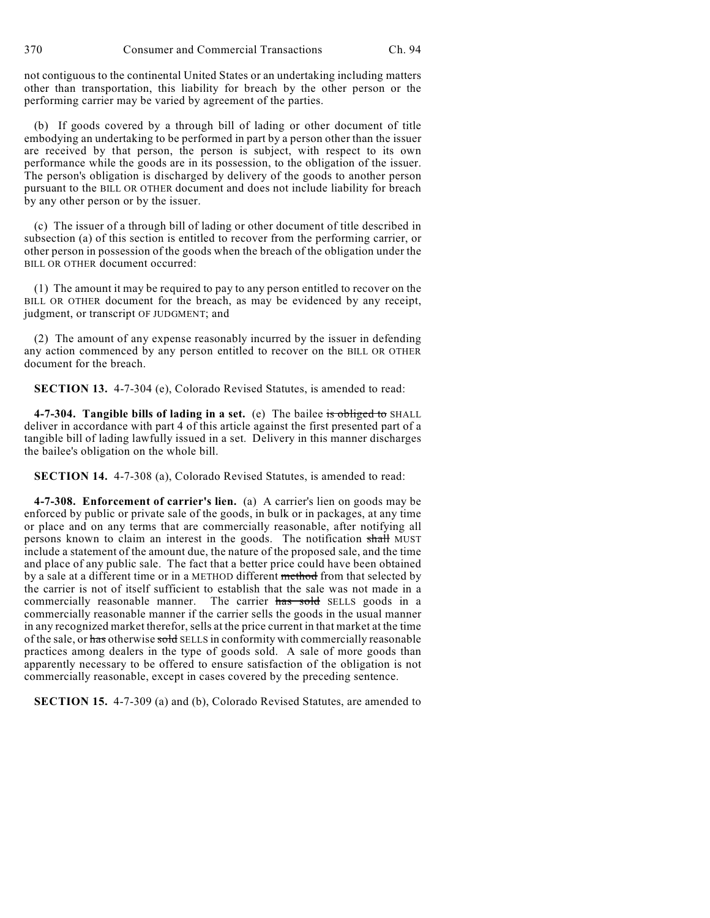not contiguous to the continental United States or an undertaking including matters other than transportation, this liability for breach by the other person or the performing carrier may be varied by agreement of the parties.

(b) If goods covered by a through bill of lading or other document of title embodying an undertaking to be performed in part by a person other than the issuer are received by that person, the person is subject, with respect to its own performance while the goods are in its possession, to the obligation of the issuer. The person's obligation is discharged by delivery of the goods to another person pursuant to the BILL OR OTHER document and does not include liability for breach by any other person or by the issuer.

(c) The issuer of a through bill of lading or other document of title described in subsection (a) of this section is entitled to recover from the performing carrier, or other person in possession of the goods when the breach of the obligation under the BILL OR OTHER document occurred:

(1) The amount it may be required to pay to any person entitled to recover on the BILL OR OTHER document for the breach, as may be evidenced by any receipt, judgment, or transcript OF JUDGMENT; and

(2) The amount of any expense reasonably incurred by the issuer in defending any action commenced by any person entitled to recover on the BILL OR OTHER document for the breach.

**SECTION 13.** 4-7-304 (e), Colorado Revised Statutes, is amended to read:

**4-7-304. Tangible bills of lading in a set.** (e) The bailee ~~is obliged to~~ SHALL deliver in accordance with part 4 of this article against the first presented part of a tangible bill of lading lawfully issued in a set. Delivery in this manner discharges the bailee's obligation on the whole bill.

**SECTION 14.** 4-7-308 (a), Colorado Revised Statutes, is amended to read:

**4-7-308. Enforcement of carrier's lien.** (a) A carrier's lien on goods may be enforced by public or private sale of the goods, in bulk or in packages, at any time or place and on any terms that are commercially reasonable, after notifying all persons known to claim an interest in the goods. The notification ~~shall~~ MUST include a statement of the amount due, the nature of the proposed sale, and the time and place of any public sale. The fact that a better price could have been obtained by a sale at a different time or in a METHOD different ~~method~~ from that selected by the carrier is not of itself sufficient to establish that the sale was not made in a commercially reasonable manner. The carrier ~~has sold~~ SELLS goods in a commercially reasonable manner if the carrier sells the goods in the usual manner in any recognized market therefor, sells at the price current in that market at the time of the sale, or ~~has~~ otherwise ~~sold~~ SELLS in conformity with commercially reasonable practices among dealers in the type of goods sold. A sale of more goods than apparently necessary to be offered to ensure satisfaction of the obligation is not commercially reasonable, except in cases covered by the preceding sentence.

**SECTION 15.** 4-7-309 (a) and (b), Colorado Revised Statutes, are amended to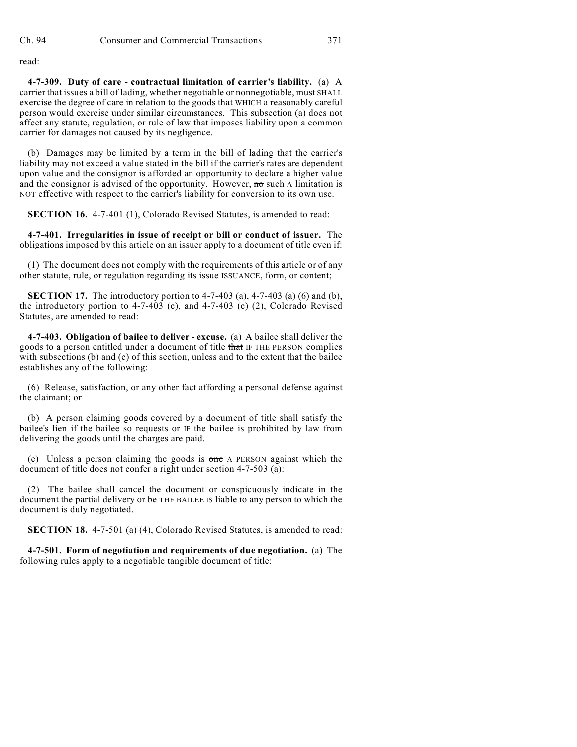read:

**4-7-309. Duty of care - contractual limitation of carrier's liability.** (a) A carrier that issues a bill of lading, whether negotiable or nonnegotiable, ~~must~~ SHALL exercise the degree of care in relation to the goods ~~that~~ WHICH a reasonably careful person would exercise under similar circumstances. This subsection (a) does not affect any statute, regulation, or rule of law that imposes liability upon a common carrier for damages not caused by its negligence.

(b) Damages may be limited by a term in the bill of lading that the carrier's liability may not exceed a value stated in the bill if the carrier's rates are dependent upon value and the consignor is afforded an opportunity to declare a higher value and the consignor is advised of the opportunity. However, ~~no~~ such A limitation is NOT effective with respect to the carrier's liability for conversion to its own use.

**SECTION 16.** 4-7-401 (1), Colorado Revised Statutes, is amended to read:

**4-7-401. Irregularities in issue of receipt or bill or conduct of issuer.** The obligations imposed by this article on an issuer apply to a document of title even if:

(1) The document does not comply with the requirements of this article or of any other statute, rule, or regulation regarding its ~~issue~~ ISSUANCE, form, or content;

**SECTION 17.** The introductory portion to 4-7-403 (a), 4-7-403 (a) (6) and (b), the introductory portion to 4-7-403 (c), and 4-7-403 (c) (2), Colorado Revised Statutes, are amended to read:

**4-7-403. Obligation of bailee to deliver - excuse.** (a) A bailee shall deliver the goods to a person entitled under a document of title ~~that~~ IF THE PERSON complies with subsections (b) and (c) of this section, unless and to the extent that the bailee establishes any of the following:

(6) Release, satisfaction, or any other ~~fact affording a~~ personal defense against the claimant; or

(b) A person claiming goods covered by a document of title shall satisfy the bailee's lien if the bailee so requests or IF the bailee is prohibited by law from delivering the goods until the charges are paid.

(c) Unless a person claiming the goods is ~~one~~ A PERSON against which the document of title does not confer a right under section 4-7-503 (a):

(2) The bailee shall cancel the document or conspicuously indicate in the document the partial delivery or ~~be~~ THE BAILEE IS liable to any person to which the document is duly negotiated.

**SECTION 18.** 4-7-501 (a) (4), Colorado Revised Statutes, is amended to read:

**4-7-501. Form of negotiation and requirements of due negotiation.** (a) The following rules apply to a negotiable tangible document of title: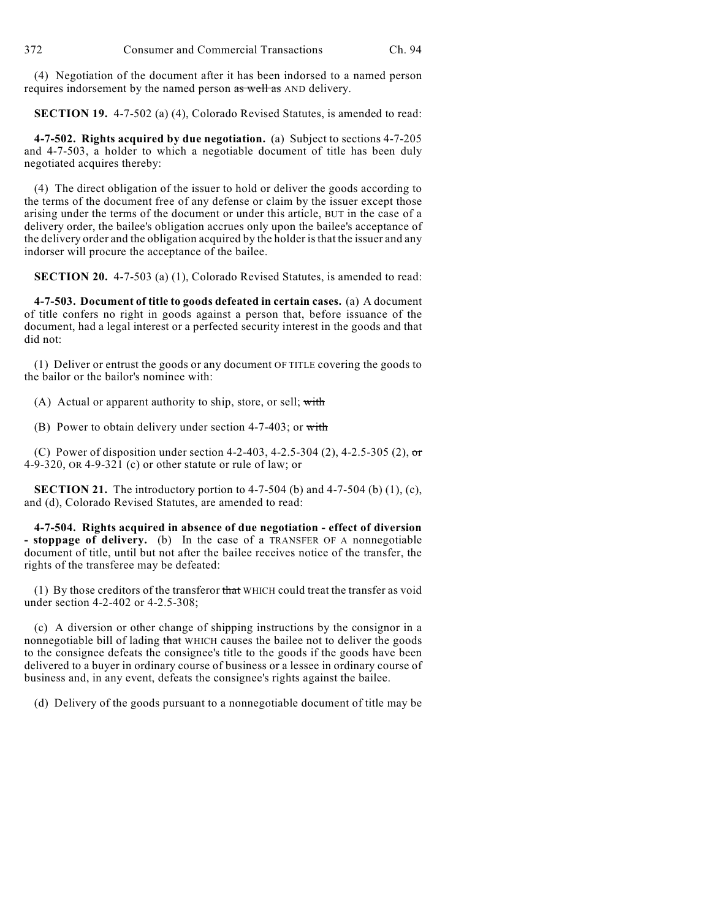(4) Negotiation of the document after it has been indorsed to a named person requires indorsement by the named person ~~as well as~~ AND delivery.

**SECTION 19.** 4-7-502 (a) (4), Colorado Revised Statutes, is amended to read:

**4-7-502. Rights acquired by due negotiation.** (a) Subject to sections 4-7-205 and 4-7-503, a holder to which a negotiable document of title has been duly negotiated acquires thereby:

(4) The direct obligation of the issuer to hold or deliver the goods according to the terms of the document free of any defense or claim by the issuer except those arising under the terms of the document or under this article, BUT in the case of a delivery order, the bailee's obligation accrues only upon the bailee's acceptance of the delivery order and the obligation acquired by the holder is that the issuer and any indorser will procure the acceptance of the bailee.

**SECTION 20.** 4-7-503 (a) (1), Colorado Revised Statutes, is amended to read:

**4-7-503. Document of title to goods defeated in certain cases.** (a) A document of title confers no right in goods against a person that, before issuance of the document, had a legal interest or a perfected security interest in the goods and that did not:

(1) Deliver or entrust the goods or any document OF TITLE covering the goods to the bailor or the bailor's nominee with:

(A) Actual or apparent authority to ship, store, or sell; ~~with~~

(B) Power to obtain delivery under section 4-7-403; or ~~with~~

(C) Power of disposition under section 4-2-403, 4-2.5-304 (2), 4-2.5-305 (2), ~~or~~ 4-9-320, OR 4-9-321 (c) or other statute or rule of law; or

**SECTION 21.** The introductory portion to 4-7-504 (b) and 4-7-504 (b) (1), (c), and (d), Colorado Revised Statutes, are amended to read:

**4-7-504. Rights acquired in absence of due negotiation - effect of diversion - stoppage of delivery.** (b) In the case of a TRANSFER OF A nonnegotiable document of title, until but not after the bailee receives notice of the transfer, the rights of the transferee may be defeated:

(1) By those creditors of the transferor ~~that~~ WHICH could treat the transfer as void under section 4-2-402 or 4-2.5-308;

(c) A diversion or other change of shipping instructions by the consignor in a nonnegotiable bill of lading ~~that~~ WHICH causes the bailee not to deliver the goods to the consignee defeats the consignee's title to the goods if the goods have been delivered to a buyer in ordinary course of business or a lessee in ordinary course of business and, in any event, defeats the consignee's rights against the bailee.

(d) Delivery of the goods pursuant to a nonnegotiable document of title may be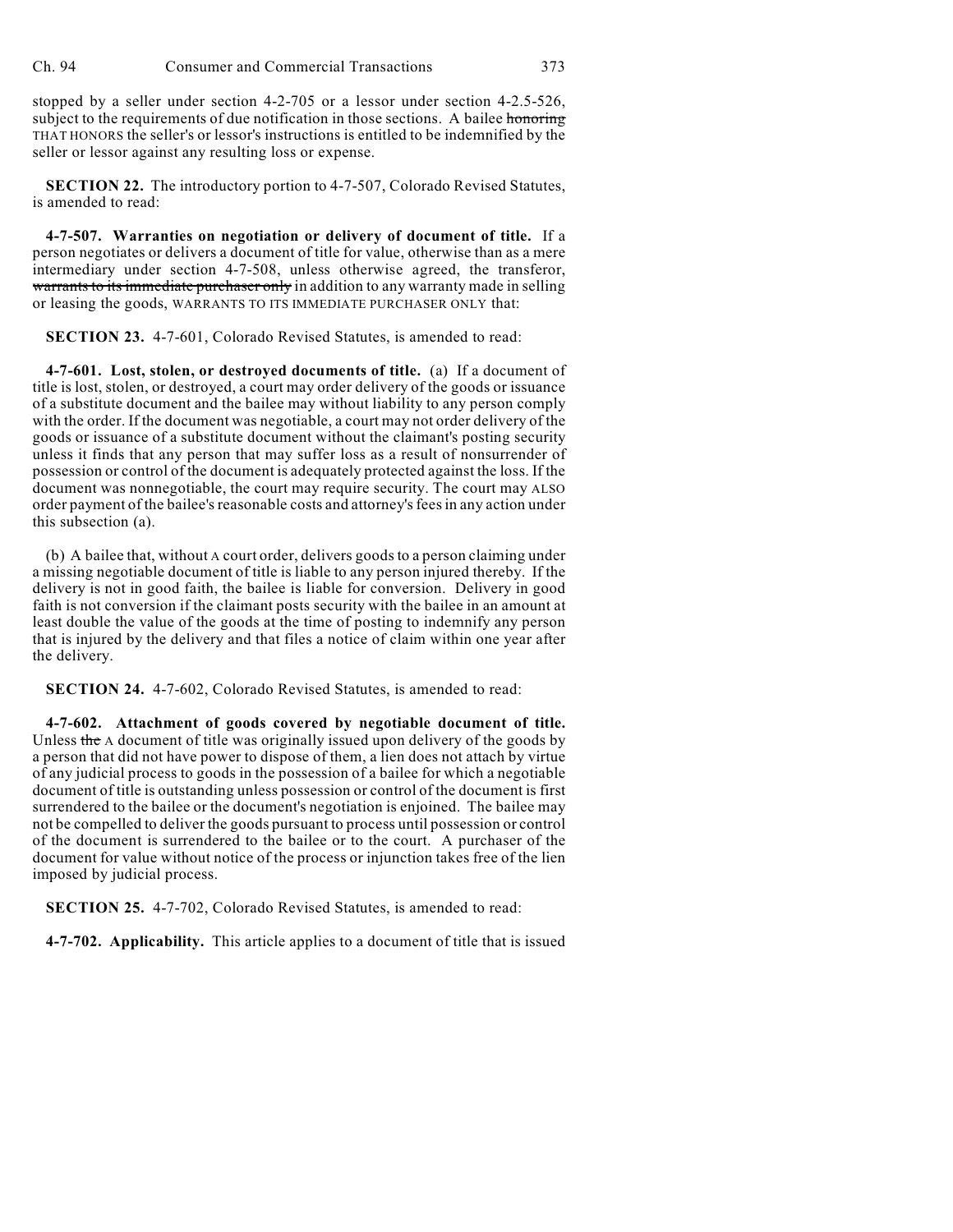stopped by a seller under section 4-2-705 or a lessor under section 4-2.5-526, subject to the requirements of due notification in those sections. A bailee ~~honoring~~ THAT HONORS the seller's or lessor's instructions is entitled to be indemnified by the seller or lessor against any resulting loss or expense.

**SECTION 22.** The introductory portion to 4-7-507, Colorado Revised Statutes, is amended to read:

**4-7-507. Warranties on negotiation or delivery of document of title.** If a person negotiates or delivers a document of title for value, otherwise than as a mere intermediary under section 4-7-508, unless otherwise agreed, the transferor, ~~warrants to its immediate purchaser only~~ in addition to any warranty made in selling or leasing the goods, WARRANTS TO ITS IMMEDIATE PURCHASER ONLY that:

**SECTION 23.** 4-7-601, Colorado Revised Statutes, is amended to read:

**4-7-601. Lost, stolen, or destroyed documents of title.** (a) If a document of title is lost, stolen, or destroyed, a court may order delivery of the goods or issuance of a substitute document and the bailee may without liability to any person comply with the order. If the document was negotiable, a court may not order delivery of the goods or issuance of a substitute document without the claimant's posting security unless it finds that any person that may suffer loss as a result of nonsurrender of possession or control of the document is adequately protected against the loss. If the document was nonnegotiable, the court may require security. The court may ALSO order payment of the bailee's reasonable costs and attorney's fees in any action under this subsection (a).

(b) A bailee that, without A court order, delivers goods to a person claiming under a missing negotiable document of title is liable to any person injured thereby. If the delivery is not in good faith, the bailee is liable for conversion. Delivery in good faith is not conversion if the claimant posts security with the bailee in an amount at least double the value of the goods at the time of posting to indemnify any person that is injured by the delivery and that files a notice of claim within one year after the delivery.

**SECTION 24.** 4-7-602, Colorado Revised Statutes, is amended to read:

**4-7-602. Attachment of goods covered by negotiable document of title.** Unless ~~the~~ A document of title was originally issued upon delivery of the goods by a person that did not have power to dispose of them, a lien does not attach by virtue of any judicial process to goods in the possession of a bailee for which a negotiable document of title is outstanding unless possession or control of the document is first surrendered to the bailee or the document's negotiation is enjoined. The bailee may not be compelled to deliver the goods pursuant to process until possession or control of the document is surrendered to the bailee or to the court. A purchaser of the document for value without notice of the process or injunction takes free of the lien imposed by judicial process.

**SECTION 25.** 4-7-702, Colorado Revised Statutes, is amended to read:

**4-7-702. Applicability.** This article applies to a document of title that is issued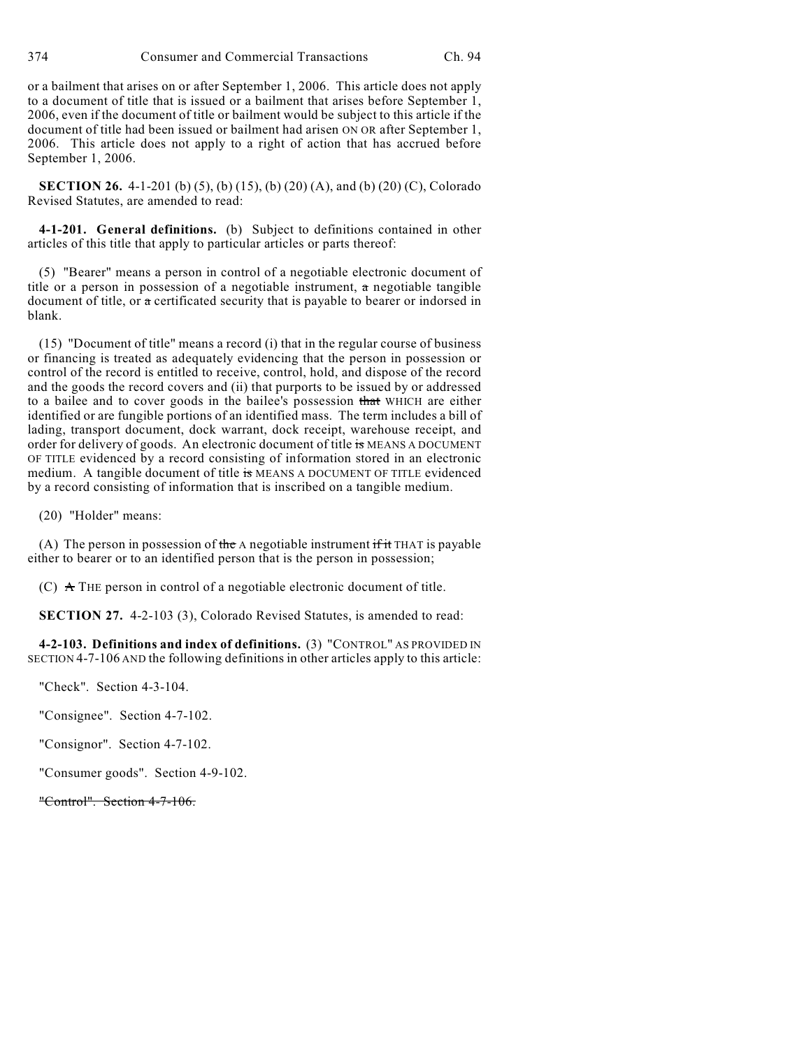or a bailment that arises on or after September 1, 2006. This article does not apply to a document of title that is issued or a bailment that arises before September 1, 2006, even if the document of title or bailment would be subject to this article if the document of title had been issued or bailment had arisen ON OR after September 1, 2006. This article does not apply to a right of action that has accrued before September 1, 2006.

**SECTION 26.** 4-1-201 (b) (5), (b) (15), (b) (20) (A), and (b) (20) (C), Colorado Revised Statutes, are amended to read:

**4-1-201. General definitions.** (b) Subject to definitions contained in other articles of this title that apply to particular articles or parts thereof:

(5) "Bearer" means a person in control of a negotiable electronic document of title or a person in possession of a negotiable instrument, ~~a~~ negotiable tangible document of title, or ~~a~~ certificated security that is payable to bearer or indorsed in blank.

(15) "Document of title" means a record (i) that in the regular course of business or financing is treated as adequately evidencing that the person in possession or control of the record is entitled to receive, control, hold, and dispose of the record and the goods the record covers and (ii) that purports to be issued by or addressed to a bailee and to cover goods in the bailee's possession ~~that~~ WHICH are either identified or are fungible portions of an identified mass. The term includes a bill of lading, transport document, dock warrant, dock receipt, warehouse receipt, and order for delivery of goods. An electronic document of title ~~is~~ MEANS A DOCUMENT OF TITLE evidenced by a record consisting of information stored in an electronic medium. A tangible document of title ~~is~~ MEANS A DOCUMENT OF TITLE evidenced by a record consisting of information that is inscribed on a tangible medium.

(20) "Holder" means:

(A) The person in possession of ~~the~~ A negotiable instrument ~~if it~~ THAT is payable either to bearer or to an identified person that is the person in possession;

(C) ~~A~~ THE person in control of a negotiable electronic document of title.

**SECTION 27.** 4-2-103 (3), Colorado Revised Statutes, is amended to read:

**4-2-103. Definitions and index of definitions.** (3) "CONTROL" AS PROVIDED IN SECTION 4-7-106 AND the following definitions in other articles apply to this article:

"Check". Section 4-3-104.

"Consignee". Section 4-7-102.

"Consignor". Section 4-7-102.

"Consumer goods". Section 4-9-102.

~~"Control". Section 4-7-106.~~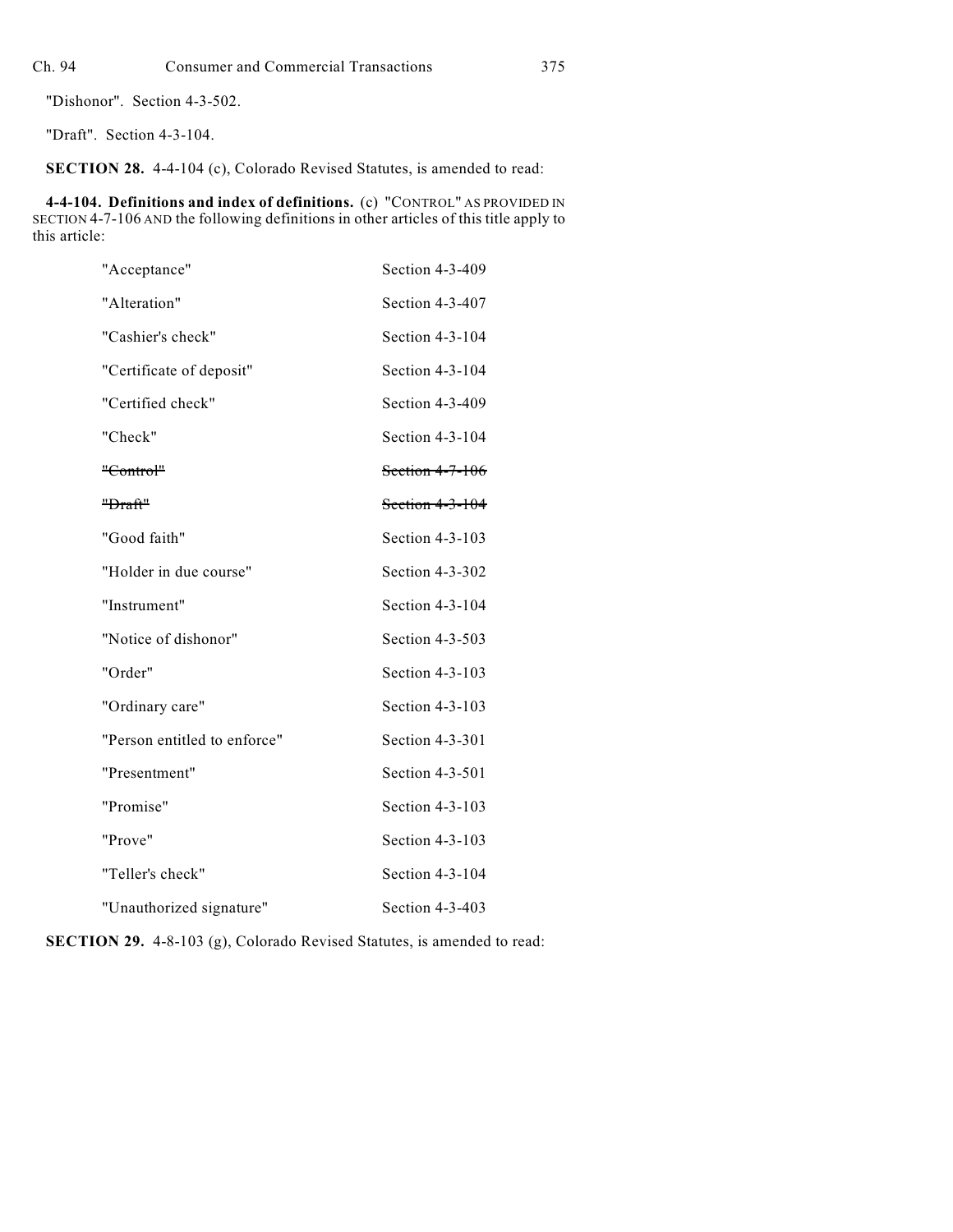"Dishonor". Section 4-3-502.

"Draft". Section 4-3-104.

**SECTION 28.** 4-4-104 (c), Colorado Revised Statutes, is amended to read:

**4-4-104. Definitions and index of definitions.** (c) "CONTROL" AS PROVIDED IN SECTION 4-7-106 AND the following definitions in other articles of this title apply to this article:

| | |
|---|---|
| "Acceptance" | Section 4-3-409 |
| "Alteration" | Section 4-3-407 |
| "Cashier's check" | Section 4-3-104 |
| "Certificate of deposit" | Section 4-3-104 |
| "Certified check" | Section 4-3-409 |
| "Check" | Section 4-3-104 |
| ~~"Control"~~ | ~~Section 4-7-106~~ |
| ~~"Draft"~~ | ~~Section 4-3-104~~ |
| "Good faith" | Section 4-3-103 |
| "Holder in due course" | Section 4-3-302 |
| "Instrument" | Section 4-3-104 |
| "Notice of dishonor" | Section 4-3-503 |
| "Order" | Section 4-3-103 |
| "Ordinary care" | Section 4-3-103 |
| "Person entitled to enforce" | Section 4-3-301 |
| "Presentment" | Section 4-3-501 |
| "Promise" | Section 4-3-103 |
| "Prove" | Section 4-3-103 |
| "Teller's check" | Section 4-3-104 |
| "Unauthorized signature" | Section 4-3-403 |

**SECTION 29.** 4-8-103 (g), Colorado Revised Statutes, is amended to read: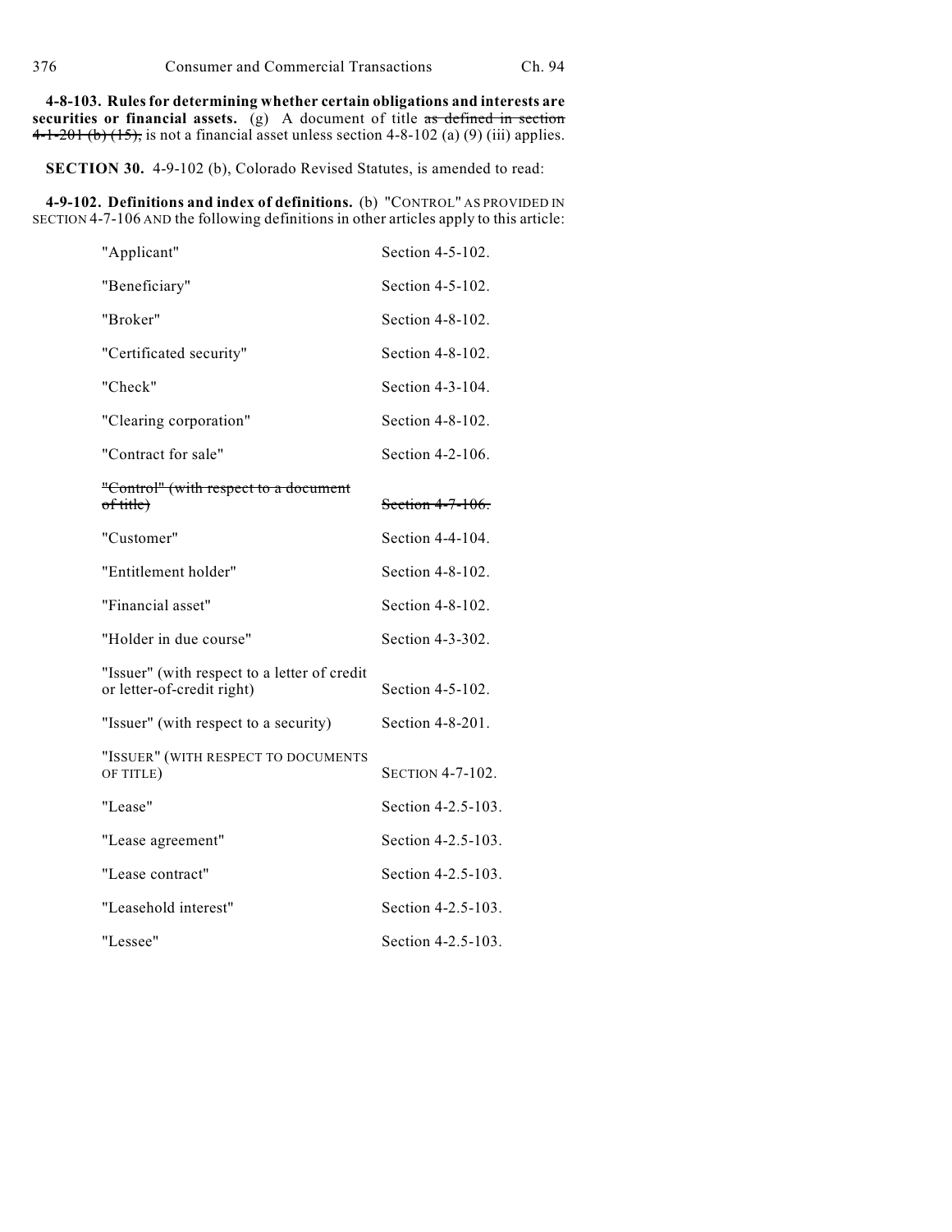**4-8-103. Rules for determining whether certain obligations and interests are securities or financial assets.** (g) A document of title ~~as defined in section 4-1-201 (b) (15),~~ is not a financial asset unless section 4-8-102 (a) (9) (iii) applies.

**SECTION 30.** 4-9-102 (b), Colorado Revised Statutes, is amended to read:

**4-9-102. Definitions and index of definitions.** (b) "CONTROL" AS PROVIDED IN SECTION 4-7-106 AND the following definitions in other articles apply to this article:

| | |
|---|---|
| "Applicant" | Section 4-5-102. |
| "Beneficiary" | Section 4-5-102. |
| "Broker" | Section 4-8-102. |
| "Certificated security" | Section 4-8-102. |
| "Check" | Section 4-3-104. |
| "Clearing corporation" | Section 4-8-102. |
| "Contract for sale" | Section 4-2-106. |
| ~~"Control" (with respect to a document of title)~~ | ~~Section 4-7-106.~~ |
| "Customer" | Section 4-4-104. |
| "Entitlement holder" | Section 4-8-102. |
| "Financial asset" | Section 4-8-102. |
| "Holder in due course" | Section 4-3-302. |
| "Issuer" (with respect to a letter of credit or letter-of-credit right) | Section 4-5-102. |
| "Issuer" (with respect to a security) | Section 4-8-201. |
| "ISSUER" (WITH RESPECT TO DOCUMENTS OF TITLE) | SECTION 4-7-102. |
| "Lease" | Section 4-2.5-103. |
| "Lease agreement" | Section 4-2.5-103. |
| "Lease contract" | Section 4-2.5-103. |
| "Leasehold interest" | Section 4-2.5-103. |
| "Lessee" | Section 4-2.5-103. |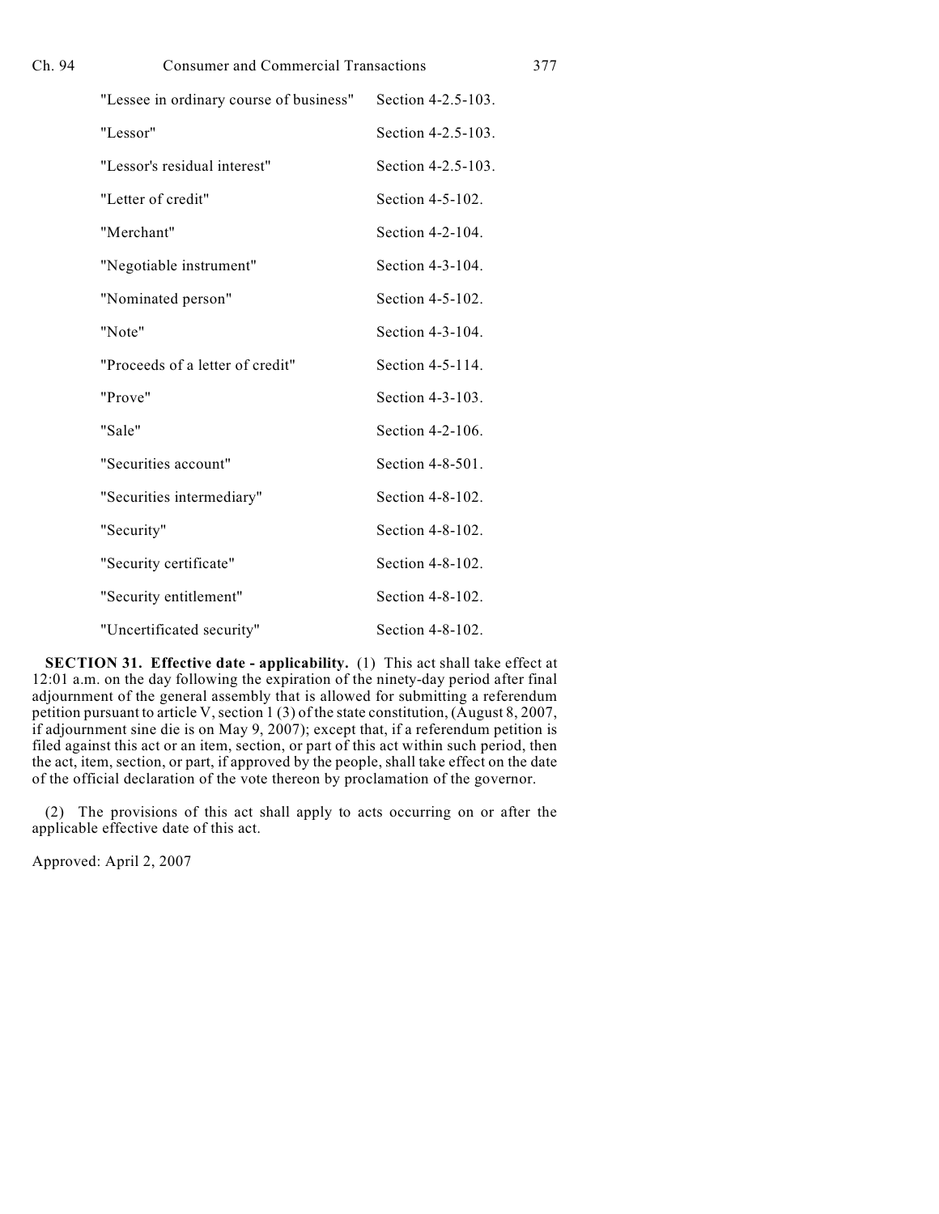| | |
|---|---|
| "Lessee in ordinary course of business" | Section 4-2.5-103. |
| "Lessor" | Section 4-2.5-103. |
| "Lessor's residual interest" | Section 4-2.5-103. |
| "Letter of credit" | Section 4-5-102. |
| "Merchant" | Section 4-2-104. |
| "Negotiable instrument" | Section 4-3-104. |
| "Nominated person" | Section 4-5-102. |
| "Note" | Section 4-3-104. |
| "Proceeds of a letter of credit" | Section 4-5-114. |
| "Prove" | Section 4-3-103. |
| "Sale" | Section 4-2-106. |
| "Securities account" | Section 4-8-501. |
| "Securities intermediary" | Section 4-8-102. |
| "Security" | Section 4-8-102. |
| "Security certificate" | Section 4-8-102. |
| "Security entitlement" | Section 4-8-102. |
| "Uncertificated security" | Section 4-8-102. |

**SECTION 31. Effective date - applicability.** (1) This act shall take effect at 12:01 a.m. on the day following the expiration of the ninety-day period after final adjournment of the general assembly that is allowed for submitting a referendum petition pursuant to article V, section 1 (3) of the state constitution, (August 8, 2007, if adjournment sine die is on May 9, 2007); except that, if a referendum petition is filed against this act or an item, section, or part of this act within such period, then the act, item, section, or part, if approved by the people, shall take effect on the date of the official declaration of the vote thereon by proclamation of the governor.

(2) The provisions of this act shall apply to acts occurring on or after the applicable effective date of this act.

Approved: April 2, 2007